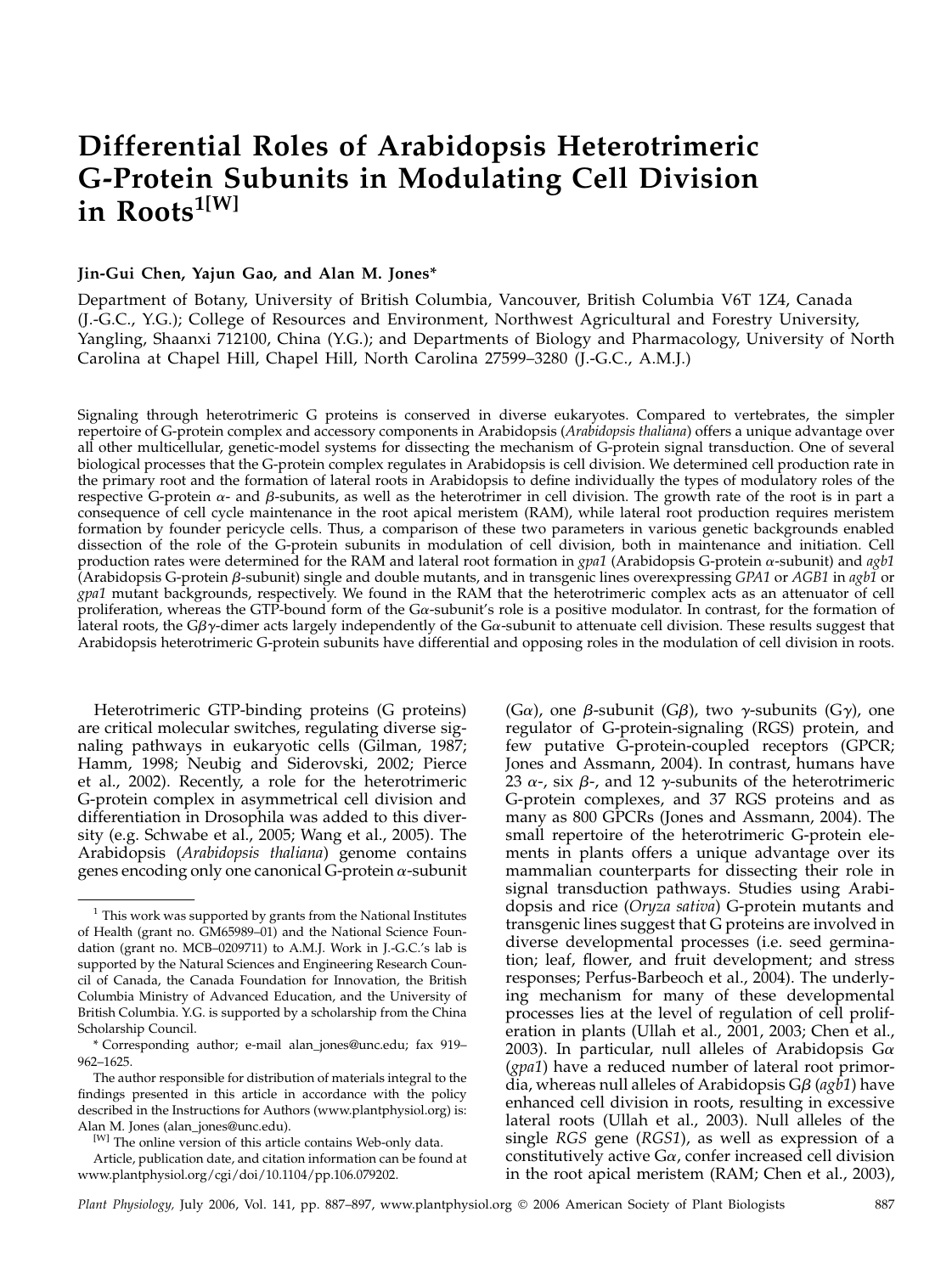# Differential Roles of Arabidopsis Heterotrimeric G-Protein Subunits in Modulating Cell Division in Roots[1[W]]

**Jin-Gui Chen, Yajun Gao, and Alan M. Jones***

Department of Botany, University of British Columbia, Vancouver, British Columbia V6T 1Z4, Canada (J.-G.C., Y.G.); College of Resources and Environment, Northwest Agricultural and Forestry University, Yangling, Shaanxi 712100, China (Y.G.); and Departments of Biology and Pharmacology, University of North Carolina at Chapel Hill, Chapel Hill, North Carolina 27599–3280 (J.-G.C., A.M.J.)

Signaling through heterotrimeric G proteins is conserved in diverse eukaryotes. Compared to vertebrates, the simpler repertoire of G-protein complex and accessory components in Arabidopsis (*Arabidopsis thaliana*) offers a unique advantage over all other multicellular, genetic-model systems for dissecting the mechanism of G-protein signal transduction. One of several biological processes that the G-protein complex regulates in Arabidopsis is cell division. We determined cell production rate in the primary root and the formation of lateral roots in Arabidopsis to define individually the types of modulatory roles of the respective G-protein $\alpha$- and $\beta$-subunits, as well as the heterotrimer in cell division. The growth rate of the root is in part a consequence of cell cycle maintenance in the root apical meristem (RAM), while lateral root production requires meristem formation by founder pericycle cells. Thus, a comparison of these two parameters in various genetic backgrounds enabled dissection of the role of the G-protein subunits in modulation of cell division, both in maintenance and initiation. Cell production rates were determined for the RAM and lateral root formation in *gpa1* (Arabidopsis G-protein $\alpha$-subunit) and *agb1* (Arabidopsis G-protein $\beta$-subunit) single and double mutants, and in transgenic lines overexpressing *GPA1* or *AGB1* in *agb1* or *gpa1* mutant backgrounds, respectively. We found in the RAM that the heterotrimeric complex acts as an attenuator of cell proliferation, whereas the GTP-bound form of the G$\alpha$-subunit's role is a positive modulator. In contrast, for the formation of lateral roots, the G$\beta\gamma$-dimer acts largely independently of the G$\alpha$-subunit to attenuate cell division. These results suggest that Arabidopsis heterotrimeric G-protein subunits have differential and opposing roles in the modulation of cell division in roots.

Heterotrimeric GTP-binding proteins (G proteins) are critical molecular switches, regulating diverse signaling pathways in eukaryotic cells (Gilman, 1987; Hamm, 1998; Neubig and Siderovski, 2002; Pierce et al., 2002). Recently, a role for the heterotrimeric G-protein complex in asymmetrical cell division and differentiation in Drosophila was added to this diversity (e.g. Schwabe et al., 2005; Wang et al., 2005). The Arabidopsis (*Arabidopsis thaliana*) genome contains genes encoding only one canonical G-protein $\alpha$-subunit (G$\alpha$), one $\beta$-subunit (G$\beta$), two $\gamma$-subunits (G$\gamma$), one regulator of G-protein-signaling (RGS) protein, and few putative G-protein-coupled receptors (GPCR; Jones and Assmann, 2004). In contrast, humans have 23 $\alpha$-, six $\beta$-, and 12 $\gamma$-subunits of the heterotrimeric G-protein complexes, and 37 RGS proteins and as many as 800 GPCRs (Jones and Assmann, 2004). The small repertoire of the heterotrimeric G-protein elements in plants offers a unique advantage over its mammalian counterparts for dissecting their role in signal transduction pathways. Studies using Arabidopsis and rice (*Oryza sativa*) G-protein mutants and transgenic lines suggest that G proteins are involved in diverse developmental processes (i.e. seed germination; leaf, flower, and fruit development; and stress responses; Perfus-Barbeoch et al., 2004). The underlying mechanism for many of these developmental processes lies at the level of regulation of cell proliferation in plants (Ullah et al., 2001, 2003; Chen et al., 2003). In particular, null alleles of Arabidopsis G$\alpha$ (*gpa1*) have a reduced number of lateral root primordia, whereas null alleles of Arabidopsis G$\beta$ (*agb1*) have enhanced cell division in roots, resulting in excessive lateral roots (Ullah et al., 2003). Null alleles of the single *RGS* gene (*RGS1*), as well as expression of a constitutively active G$\alpha$, confer increased cell division in the root apical meristem (RAM; Chen et al., 2003),

---

[1] This work was supported by grants from the National Institutes of Health (grant no. GM65989–01) and the National Science Foundation (grant no. MCB–0209711) to A.M.J. Work in J.-G.C.'s lab is supported by the Natural Sciences and Engineering Research Council of Canada, the Canada Foundation for Innovation, the British Columbia Ministry of Advanced Education, and the University of British Columbia. Y.G. is supported by a scholarship from the China Scholarship Council.

\* Corresponding author; e-mail alan_jones@unc.edu; fax 919–962–1625.

The author responsible for distribution of materials integral to the findings presented in this article in accordance with the policy described in the Instructions for Authors (www.plantphysiol.org) is: Alan M. Jones (alan_jones@unc.edu).

[W] The online version of this article contains Web-only data.

Article, publication date, and citation information can be found at www.plantphysiol.org/cgi/doi/10.1104/pp.106.079202.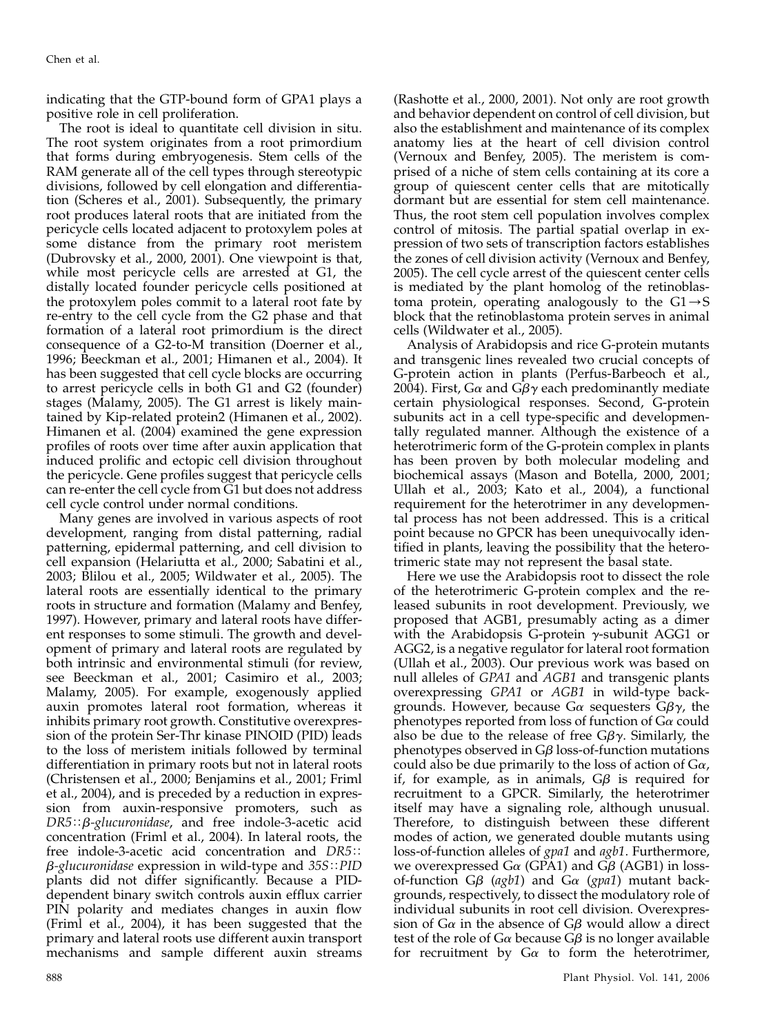indicating that the GTP-bound form of GPA1 plays a positive role in cell proliferation.

The root is ideal to quantitate cell division in situ. The root system originates from a root primordium that forms during embryogenesis. Stem cells of the RAM generate all of the cell types through stereotypic divisions, followed by cell elongation and differentiation (Scheres et al., 2001). Subsequently, the primary root produces lateral roots that are initiated from the pericycle cells located adjacent to protoxylem poles at some distance from the primary root meristem (Dubrovsky et al., 2000, 2001). One viewpoint is that, while most pericycle cells are arrested at G1, the distally located founder pericycle cells positioned at the protoxylem poles commit to a lateral root fate by re-entry to the cell cycle from the G2 phase and that formation of a lateral root primordium is the direct consequence of a G2-to-M transition (Doerner et al., 1996; Beeckman et al., 2001; Himanen et al., 2004). It has been suggested that cell cycle blocks are occurring to arrest pericycle cells in both G1 and G2 (founder) stages (Malamy, 2005). The G1 arrest is likely maintained by Kip-related protein2 (Himanen et al., 2002). Himanen et al. (2004) examined the gene expression profiles of roots over time after auxin application that induced prolific and ectopic cell division throughout the pericycle. Gene profiles suggest that pericycle cells can re-enter the cell cycle from G1 but does not address cell cycle control under normal conditions.

Many genes are involved in various aspects of root development, ranging from distal patterning, radial patterning, epidermal patterning, and cell division to cell expansion (Helariutta et al., 2000; Sabatini et al., 2003; Blilou et al., 2005; Wildwater et al., 2005). The lateral roots are essentially identical to the primary roots in structure and formation (Malamy and Benfey, 1997). However, primary and lateral roots have different responses to some stimuli. The growth and development of primary and lateral roots are regulated by both intrinsic and environmental stimuli (for review, see Beeckman et al., 2001; Casimiro et al., 2003; Malamy, 2005). For example, exogenously applied auxin promotes lateral root formation, whereas it inhibits primary root growth. Constitutive overexpression of the protein Ser-Thr kinase PINOID (PID) leads to the loss of meristem initials followed by terminal differentiation in primary roots but not in lateral roots (Christensen et al., 2000; Benjamins et al., 2001; Friml et al., 2004), and is preceded by a reduction in expression from auxin-responsive promoters, such as *DR5*::*β-glucuronidase*, and free indole-3-acetic acid concentration (Friml et al., 2004). In lateral roots, the free indole-3-acetic acid concentration and *DR5*::*β-glucuronidase* expression in wild-type and *35S*::*PID* plants did not differ significantly. Because a PID-dependent binary switch controls auxin efflux carrier PIN polarity and mediates changes in auxin flow (Friml et al., 2004), it has been suggested that the primary and lateral roots use different auxin transport mechanisms and sample different auxin streams (Rashotte et al., 2000, 2001). Not only are root growth and behavior dependent on control of cell division, but also the establishment and maintenance of its complex anatomy lies at the heart of cell division control (Vernoux and Benfey, 2005). The meristem is comprised of a niche of stem cells containing at its core a group of quiescent center cells that are mitotically dormant but are essential for stem cell maintenance. Thus, the root stem cell population involves complex control of mitosis. The partial spatial overlap in expression of two sets of transcription factors establishes the zones of cell division activity (Vernoux and Benfey, 2005). The cell cycle arrest of the quiescent center cells is mediated by the plant homolog of the retinoblastoma protein, operating analogously to the G1→S block that the retinoblastoma protein serves in animal cells (Wildwater et al., 2005).

Analysis of Arabidopsis and rice G-protein mutants and transgenic lines revealed two crucial concepts of G-protein action in plants (Perfus-Barbeoch et al., 2004). First, Gα and Gβγ each predominantly mediate certain physiological responses. Second, G-protein subunits act in a cell type-specific and developmentally regulated manner. Although the existence of a heterotrimeric form of the G-protein complex in plants has been proven by both molecular modeling and biochemical assays (Mason and Botella, 2000, 2001; Ullah et al., 2003; Kato et al., 2004), a functional requirement for the heterotrimer in any developmental process has not been addressed. This is a critical point because no GPCR has been unequivocally identified in plants, leaving the possibility that the heterotrimeric state may not represent the basal state.

Here we use the Arabidopsis root to dissect the role of the heterotrimeric G-protein complex and the released subunits in root development. Previously, we proposed that AGB1, presumably acting as a dimer with the Arabidopsis G-protein γ-subunit AGG1 or AGG2, is a negative regulator for lateral root formation (Ullah et al., 2003). Our previous work was based on null alleles of *GPA1* and *AGB1* and transgenic plants overexpressing *GPA1* or *AGB1* in wild-type backgrounds. However, because Gα sequesters Gβγ, the phenotypes reported from loss of function of Gα could also be due to the release of free Gβγ. Similarly, the phenotypes observed in Gβ loss-of-function mutations could also be due primarily to the loss of action of Gα, if, for example, as in animals, Gβ is required for recruitment to a GPCR. Similarly, the heterotrimer itself may have a signaling role, although unusual. Therefore, to distinguish between these different modes of action, we generated double mutants using loss-of-function alleles of *gpa1* and *agb1*. Furthermore, we overexpressed Gα (GPA1) and Gβ (AGB1) in loss-of-function Gβ (*agb1*) and Gα (*gpa1*) mutant backgrounds, respectively, to dissect the modulatory role of individual subunits in root cell division. Overexpression of Gα in the absence of Gβ would allow a direct test of the role of Gα because Gβ is no longer available for recruitment by Gα to form the heterotrimer,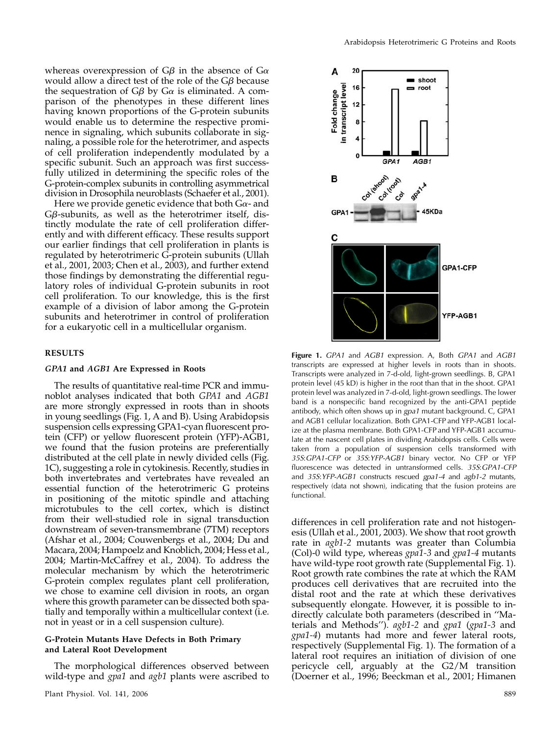whereas overexpression of Gβ in the absence of Gα would allow a direct test of the role of the Gβ because the sequestration of Gβ by Gα is eliminated. A comparison of the phenotypes in these different lines having known proportions of the G-protein subunits would enable us to determine the respective prominence in signaling, which subunits collaborate in signaling, a possible role for the heterotrimer, and aspects of cell proliferation independently modulated by a specific subunit. Such an approach was first successfully utilized in determining the specific roles of the G-protein-complex subunits in controlling asymmetrical division in Drosophila neuroblasts (Schaefer et al., 2001).

Here we provide genetic evidence that both Gα- and Gβ-subunits, as well as the heterotrimer itself, distinctly modulate the rate of cell proliferation differently and with different efficacy. These results support our earlier findings that cell proliferation in plants is regulated by heterotrimeric G-protein subunits (Ullah et al., 2001, 2003; Chen et al., 2003), and further extend those findings by demonstrating the differential regulatory roles of individual G-protein subunits in root cell proliferation. To our knowledge, this is the first example of a division of labor among the G-protein subunits and heterotrimer in control of proliferation for a eukaryotic cell in a multicellular organism.

## RESULTS

### *GPA1* and *AGB1* Are Expressed in Roots

The results of quantitative real-time PCR and immunoblot analyses indicated that both *GPA1* and *AGB1* are more strongly expressed in roots than in shoots in young seedlings (Fig. 1, A and B). Using Arabidopsis suspension cells expressing GPA1-cyan fluorescent protein (CFP) or yellow fluorescent protein (YFP)-AGB1, we found that the fusion proteins are preferentially distributed at the cell plate in newly divided cells (Fig. 1C), suggesting a role in cytokinesis. Recently, studies in both invertebrates and vertebrates have revealed an essential function of the heterotrimeric G proteins in positioning of the mitotic spindle and attaching microtubules to the cell cortex, which is distinct from their well-studied role in signal transduction downstream of seven-transmembrane (7TM) receptors (Afshar et al., 2004; Couwenbergs et al., 2004; Du and Macara, 2004; Hampoelz and Knoblich, 2004; Hess et al., 2004; Martin-McCaffrey et al., 2004). To address the molecular mechanism by which the heterotrimeric G-protein complex regulates plant cell proliferation, we chose to examine cell division in roots, an organ where this growth parameter can be dissected both spatially and temporally within a multicellular context (i.e. not in yeast or in a cell suspension culture).

### G-Protein Mutants Have Defects in Both Primary and Lateral Root Development

The morphological differences observed between wild-type and *gpa1* and *agb1* plants were ascribed to differences in cell proliferation rate and not histogenesis (Ullah et al., 2001, 2003). We show that root growth rate in *agb1-2* mutants was greater than Columbia (Col)-0 wild type, whereas *gpa1-3* and *gpa1-4* mutants have wild-type root growth rate (Supplemental Fig. 1). Root growth rate combines the rate at which the RAM produces cell derivatives that are recruited into the distal root and the rate at which these derivatives subsequently elongate. However, it is possible to indirectly calculate both parameters (described in "Materials and Methods"). *agb1-2* and *gpa1* (*gpa1-3* and *gpa1-4*) mutants had more and fewer lateral roots, respectively (Supplemental Fig. 1). The formation of a lateral root requires an initiation of division of one pericycle cell, arguably at the G2/M transition (Doerner et al., 1996; Beeckman et al., 2001; Himanen

**Figure 1.** *GPA1* and *AGB1* expression. A, Both *GPA1* and *AGB1* transcripts are expressed at higher levels in roots than in shoots. Transcripts were analyzed in 7-d-old, light-grown seedlings. B, GPA1 protein level (45 kD) is higher in the root than that in the shoot. GPA1 protein level was analyzed in 7-d-old, light-grown seedlings. The lower band is a nonspecific band recognized by the anti-GPA1 peptide antibody, which often shows up in *gpa1* mutant background. C, GPA1 and AGB1 cellular localization. Both GPA1-CFP and YFP-AGB1 localize at the plasma membrane. Both GPA1-CFP and YFP-AGB1 accumulate at the nascent cell plates in dividing Arabidopsis cells. Cells were taken from a population of suspension cells transformed with *35S:GPA1-CFP* or *35S:YFP-AGB1* binary vector. No CFP or YFP fluorescence was detected in untransformed cells. *35S:GPA1-CFP* and *35S:YFP-AGB1* constructs rescued *gpa1-4* and *agb1-2* mutants, respectively (data not shown), indicating that the fusion proteins are functional.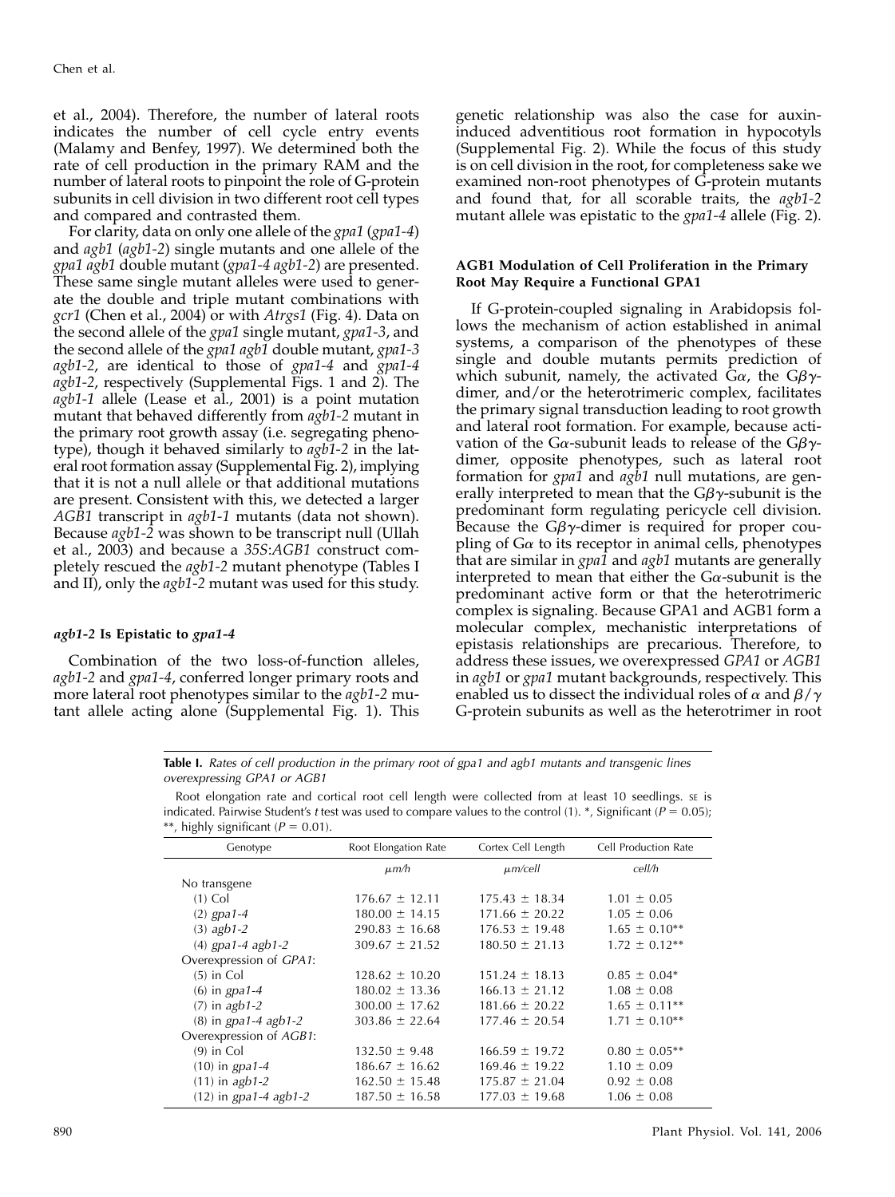et al., 2004). Therefore, the number of lateral roots indicates the number of cell cycle entry events (Malamy and Benfey, 1997). We determined both the rate of cell production in the primary RAM and the number of lateral roots to pinpoint the role of G-protein subunits in cell division in two different root cell types and compared and contrasted them.

For clarity, data on only one allele of the *gpa1* (*gpa1-4*) and *agb1* (*agb1-2*) single mutants and one allele of the *gpa1 agb1* double mutant (*gpa1-4 agb1-2*) are presented. These same single mutant alleles were used to generate the double and triple mutant combinations with *gcr1* (Chen et al., 2004) or with *Atrgs1* (Fig. 4). Data on the second allele of the *gpa1* single mutant, *gpa1-3*, and the second allele of the *gpa1 agb1* double mutant, *gpa1-3 agb1-2*, are identical to those of *gpa1-4* and *gpa1-4 agb1-2*, respectively (Supplemental Figs. 1 and 2). The *agb1-1* allele (Lease et al., 2001) is a point mutation mutant that behaved differently from *agb1-2* mutant in the primary root growth assay (i.e. segregating phenotype), though it behaved similarly to *agb1-2* in the lateral root formation assay (Supplemental Fig. 2), implying that it is not a null allele or that additional mutations are present. Consistent with this, we detected a larger *AGB1* transcript in *agb1-1* mutants (data not shown). Because *agb1-2* was shown to be transcript null (Ullah et al., 2003) and because a *35S:AGB1* construct completely rescued the *agb1-2* mutant phenotype (Tables I and II), only the *agb1-2* mutant was used for this study.

### *agb1-2* Is Epistatic to *gpa1-4*

Combination of the two loss-of-function alleles, *agb1-2* and *gpa1-4*, conferred longer primary roots and more lateral root phenotypes similar to the *agb1-2* mutant allele acting alone (Supplemental Fig. 1). This genetic relationship was also the case for auxin-induced adventitious root formation in hypocotyls (Supplemental Fig. 2). While the focus of this study is on cell division in the root, for completeness sake we examined non-root phenotypes of G-protein mutants and found that, for all scorable traits, the *agb1-2* mutant allele was epistatic to the *gpa1-4* allele (Fig. 2).

### AGB1 Modulation of Cell Proliferation in the Primary Root May Require a Functional GPA1

If G-protein-coupled signaling in Arabidopsis follows the mechanism of action established in animal systems, a comparison of the phenotypes of these single and double mutants permits prediction of which subunit, namely, the activated Gα, the Gβγ-dimer, and/or the heterotrimeric complex, facilitates the primary signal transduction leading to root growth and lateral root formation. For example, because activation of the Gα-subunit leads to release of the Gβγ-dimer, opposite phenotypes, such as lateral root formation for *gpa1* and *agb1* null mutations, are generally interpreted to mean that the Gβγ-subunit is the predominant form regulating pericycle cell division. Because the Gβγ-dimer is required for proper coupling of Gα to its receptor in animal cells, phenotypes that are similar in *gpa1* and *agb1* mutants are generally interpreted to mean that either the Gα-subunit is the predominant active form or that the heterotrimeric complex is signaling. Because GPA1 and AGB1 form a molecular complex, mechanistic interpretations of epistasis relationships are precarious. Therefore, to address these issues, we overexpressed *GPA1* or *AGB1* in *agb1* or *gpa1* mutant backgrounds, respectively. This enabled us to dissect the individual roles of α and β/γ G-protein subunits as well as the heterotrimer in root

**Table I.** *Rates of cell production in the primary root of gpa1 and agb1 mutants and transgenic lines overexpressing GPA1 or AGB1*

Root elongation rate and cortical root cell length were collected from at least 10 seedlings. SE is indicated. Pairwise Student's *t* test was used to compare values to the control (1). *, Significant ($P = 0.05$); **, highly significant ($P = 0.01$).

| Genotype | Root Elongation Rate | Cortex Cell Length | Cell Production Rate |
|---|---|---|---|
| | *μm/h* | *μm/cell* | *cell/h* |
| No transgene | | | |
| (1) Col | 176.67 ± 12.11 | 175.43 ± 18.34 | 1.01 ± 0.05 |
| (2) *gpa1-4* | 180.00 ± 14.15 | 171.66 ± 20.22 | 1.05 ± 0.06 |
| (3) *agb1-2* | 290.83 ± 16.68 | 176.53 ± 19.48 | 1.65 ± 0.10** |
| (4) *gpa1-4 agb1-2* | 309.67 ± 21.52 | 180.50 ± 21.13 | 1.72 ± 0.12** |
| Overexpression of *GPA1*: | | | |
| (5) in Col | 128.62 ± 10.20 | 151.24 ± 18.13 | 0.85 ± 0.04* |
| (6) in *gpa1-4* | 180.02 ± 13.36 | 166.13 ± 21.12 | 1.08 ± 0.08 |
| (7) in *agb1-2* | 300.00 ± 17.62 | 181.66 ± 20.22 | 1.65 ± 0.11** |
| (8) in *gpa1-4 agb1-2* | 303.86 ± 22.64 | 177.46 ± 20.54 | 1.71 ± 0.10** |
| Overexpression of *AGB1*: | | | |
| (9) in Col | 132.50 ± 9.48 | 166.59 ± 19.72 | 0.80 ± 0.05** |
| (10) in *gpa1-4* | 186.67 ± 16.62 | 169.46 ± 19.22 | 1.10 ± 0.09 |
| (11) in *agb1-2* | 162.50 ± 15.48 | 175.87 ± 21.04 | 0.92 ± 0.08 |
| (12) in *gpa1-4 agb1-2* | 187.50 ± 16.58 | 177.03 ± 19.68 | 1.06 ± 0.08 |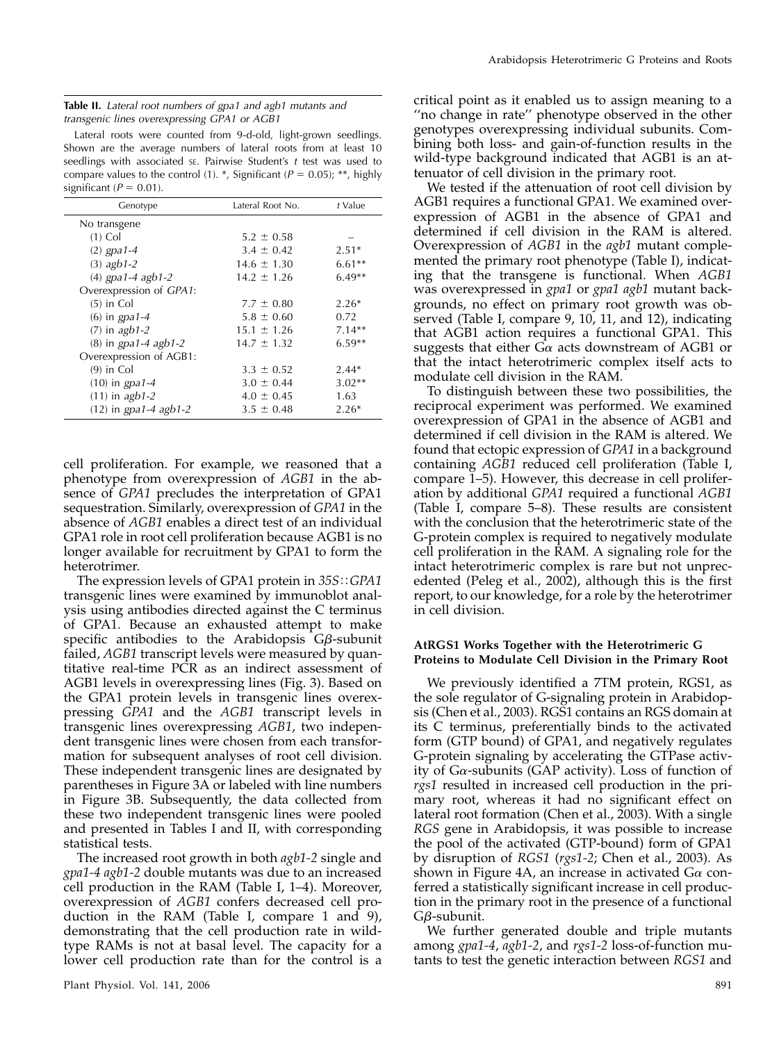**Table II.** *Lateral root numbers of gpa1 and agb1 mutants and transgenic lines overexpressing GPA1 or AGB1*

Lateral roots were counted from 9-d-old, light-grown seedlings. Shown are the average numbers of lateral roots from at least 10 seedlings with associated SE. Pairwise Student's *t* test was used to compare values to the control (1). *, Significant ($P = 0.05$); **, highly significant ($P = 0.01$).

| Genotype | Lateral Root No. | *t* Value |
|---|---|---|
| No transgene | | |
| (1) Col | 5.2 ± 0.58 | – |
| (2) *gpa1-4* | 3.4 ± 0.42 | 2.51* |
| (3) *agb1-2* | 14.6 ± 1.30 | 6.61** |
| (4) *gpa1-4 agb1-2* | 14.2 ± 1.26 | 6.49** |
| Overexpression of *GPA1*: | | |
| (5) in Col | 7.7 ± 0.80 | 2.26* |
| (6) in *gpa1-4* | 5.8 ± 0.60 | 0.72 |
| (7) in *agb1-2* | 15.1 ± 1.26 | 7.14** |
| (8) in *gpa1-4 agb1-2* | 14.7 ± 1.32 | 6.59** |
| Overexpression of AGB1: | | |
| (9) in Col | 3.3 ± 0.52 | 2.44* |
| (10) in *gpa1-4* | 3.0 ± 0.44 | 3.02** |
| (11) in *agb1-2* | 4.0 ± 0.45 | 1.63 |
| (12) in *gpa1-4 agb1-2* | 3.5 ± 0.48 | 2.26* |

cell proliferation. For example, we reasoned that a phenotype from overexpression of *AGB1* in the absence of *GPA1* precludes the interpretation of GPA1 sequestration. Similarly, overexpression of *GPA1* in the absence of *AGB1* enables a direct test of an individual GPA1 role in root cell proliferation because AGB1 is no longer available for recruitment by GPA1 to form the heterotrimer.

The expression levels of GPA1 protein in *35S::GPA1* transgenic lines were examined by immunoblot analysis using antibodies directed against the C terminus of GPA1. Because an exhausted attempt to make specific antibodies to the Arabidopsis Gβ-subunit failed, *AGB1* transcript levels were measured by quantitative real-time PCR as an indirect assessment of AGB1 levels in overexpressing lines (Fig. 3). Based on the GPA1 protein levels in transgenic lines overexpressing *GPA1* and the *AGB1* transcript levels in transgenic lines overexpressing *AGB1*, two independent transgenic lines were chosen from each transformation for subsequent analyses of root cell division. These independent transgenic lines are designated by parentheses in Figure 3A or labeled with line numbers in Figure 3B. Subsequently, the data collected from these two independent transgenic lines were pooled and presented in Tables I and II, with corresponding statistical tests.

The increased root growth in both *agb1-2* single and *gpa1-4 agb1-2* double mutants was due to an increased cell production in the RAM (Table I, 1–4). Moreover, overexpression of *AGB1* confers decreased cell production in the RAM (Table I, compare 1 and 9), demonstrating that the cell production rate in wild-type RAMs is not at basal level. The capacity for a lower cell production rate than for the control is a critical point as it enabled us to assign meaning to a ''no change in rate'' phenotype observed in the other genotypes overexpressing individual subunits. Combining both loss- and gain-of-function results in the wild-type background indicated that AGB1 is an attenuator of cell division in the primary root.

We tested if the attenuation of root cell division by AGB1 requires a functional GPA1. We examined overexpression of AGB1 in the absence of GPA1 and determined if cell division in the RAM is altered. Overexpression of *AGB1* in the *agb1* mutant complemented the primary root phenotype (Table I), indicating that the transgene is functional. When *AGB1* was overexpressed in *gpa1* or *gpa1 agb1* mutant backgrounds, no effect on primary root growth was observed (Table I, compare 9, 10, 11, and 12), indicating that AGB1 action requires a functional GPA1. This suggests that either Gα acts downstream of AGB1 or that the intact heterotrimeric complex itself acts to modulate cell division in the RAM.

To distinguish between these two possibilities, the reciprocal experiment was performed. We examined overexpression of GPA1 in the absence of AGB1 and determined if cell division in the RAM is altered. We found that ectopic expression of *GPA1* in a background containing *AGB1* reduced cell proliferation (Table I, compare 1–5). However, this decrease in cell proliferation by additional *GPA1* required a functional *AGB1* (Table I, compare 5–8). These results are consistent with the conclusion that the heterotrimeric state of the G-protein complex is required to negatively modulate cell proliferation in the RAM. A signaling role for the intact heterotrimeric complex is rare but not unprecedented (Peleg et al., 2002), although this is the first report, to our knowledge, for a role by the heterotrimer in cell division.

#### AtRGS1 Works Together with the Heterotrimeric G Proteins to Modulate Cell Division in the Primary Root

We previously identified a 7TM protein, RGS1, as the sole regulator of G-signaling protein in Arabidopsis (Chen et al., 2003). RGS1 contains an RGS domain at its C terminus, preferentially binds to the activated form (GTP bound) of GPA1, and negatively regulates G-protein signaling by accelerating the GTPase activity of Gα-subunits (GAP activity). Loss of function of *rgs1* resulted in increased cell production in the primary root, whereas it had no significant effect on lateral root formation (Chen et al., 2003). With a single *RGS* gene in Arabidopsis, it was possible to increase the pool of the activated (GTP-bound) form of GPA1 by disruption of *RGS1* (*rgs1-2*; Chen et al., 2003). As shown in Figure 4A, an increase in activated Gα conferred a statistically significant increase in cell production in the primary root in the presence of a functional Gβ-subunit.

We further generated double and triple mutants among *gpa1-4*, *agb1-2*, and *rgs1-2* loss-of-function mutants to test the genetic interaction between *RGS1* and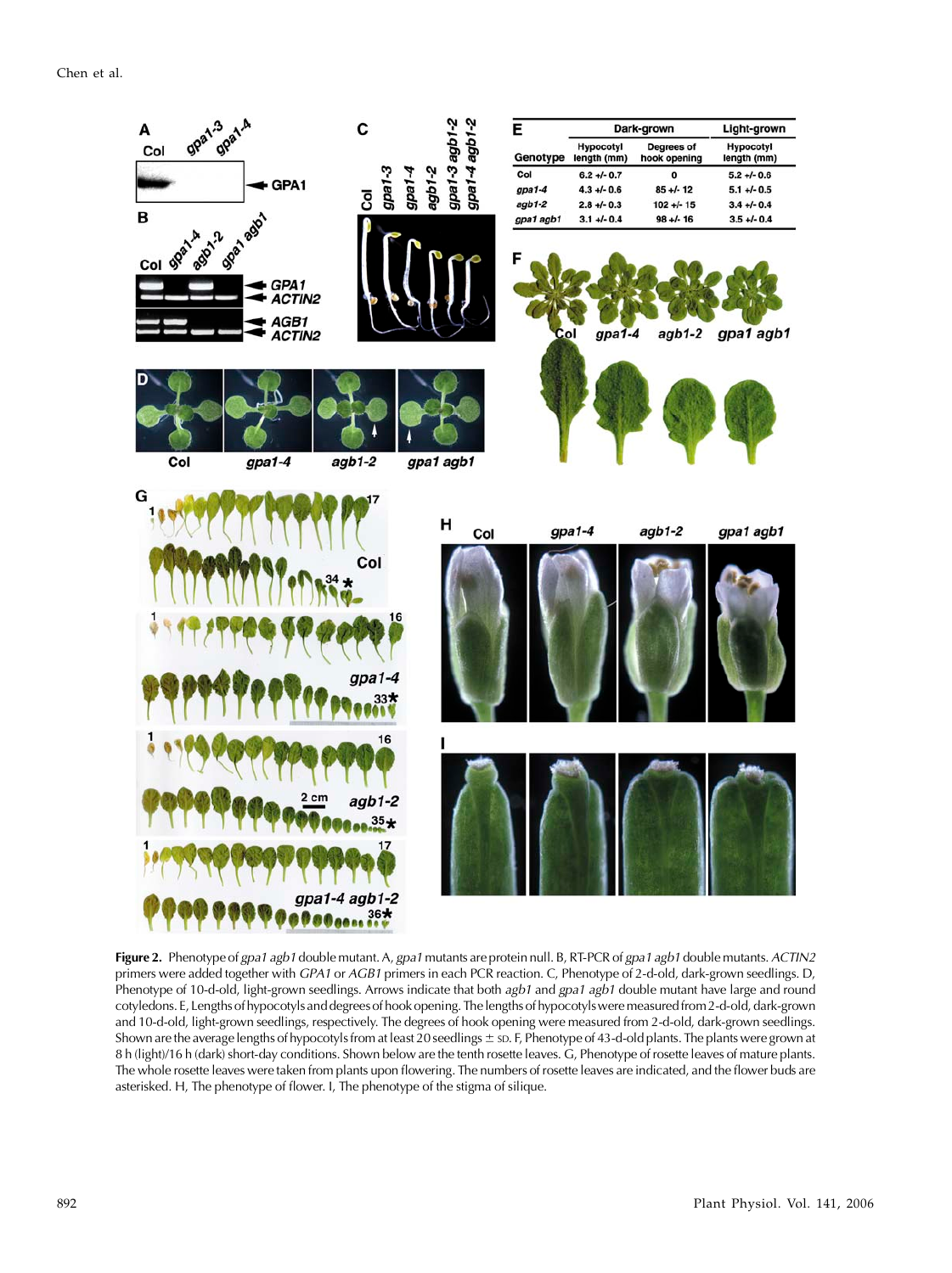| Genotype | Dark-grown | | Light-grown |
|---|---|---|---|
| | Hypocotyl length (mm) | Degrees of hook opening | Hypocotyl length (mm) |
| Col | 6.2 +/- 0.7 | 0 | 5.2 +/- 0.6 |
| *gpa1-4* | 4.3 +/- 0.6 | 85 +/- 12 | 5.1 +/- 0.5 |
| *agb1-2* | 2.8 +/- 0.3 | 102 +/- 15 | 3.4 +/- 0.4 |
| *gpa1 agb1* | 3.1 +/- 0.4 | 98 +/- 16 | 3.5 +/- 0.4 |

**Figure 2.** Phenotype of *gpa1 agb1* double mutant. A, *gpa1* mutants are protein null. B, RT-PCR of *gpa1 agb1* double mutants. *ACTIN2* primers were added together with *GPA1* or *AGB1* primers in each PCR reaction. C, Phenotype of 2-d-old, dark-grown seedlings. D, Phenotype of 10-d-old, light-grown seedlings. Arrows indicate that both *agb1* and *gpa1 agb1* double mutant have large and round cotyledons. E, Lengths of hypocotyls and degrees of hook opening. The lengths of hypocotyls were measured from 2-d-old, dark-grown and 10-d-old, light-grown seedlings, respectively. The degrees of hook opening were measured from 2-d-old, dark-grown seedlings. Shown are the average lengths of hypocotyls from at least 20 seedlings ± SD. F, Phenotype of 43-d-old plants. The plants were grown at 8 h (light)/16 h (dark) short-day conditions. Shown below are the tenth rosette leaves. G, Phenotype of rosette leaves of mature plants. The whole rosette leaves were taken from plants upon flowering. The numbers of rosette leaves are indicated, and the flower buds are asterisked. H, The phenotype of flower. I, The phenotype of the stigma of silique.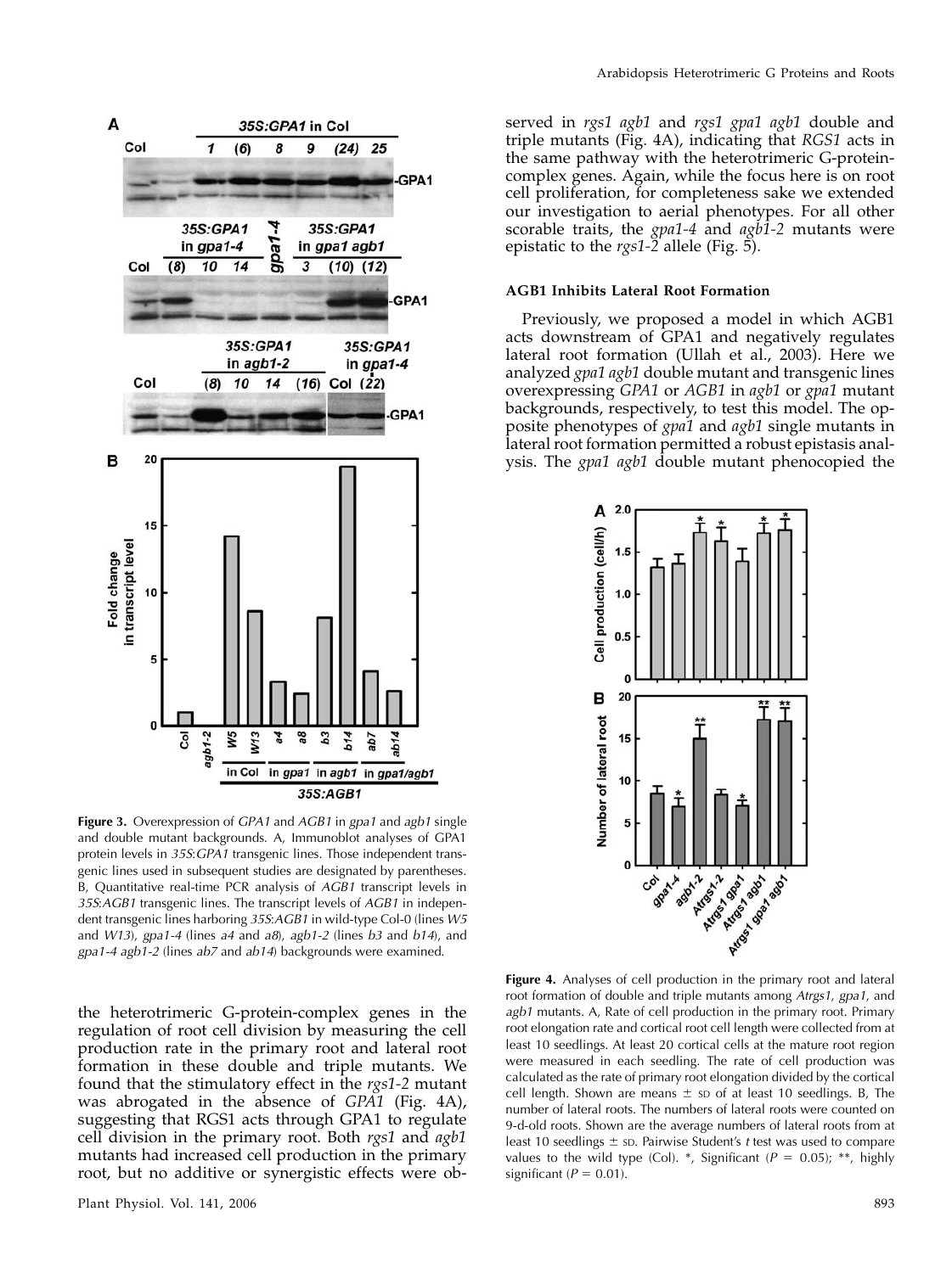**Figure 3.** Overexpression of *GPA1* and *AGB1* in *gpa1* and *agb1* single and double mutant backgrounds. A, Immunoblot analyses of GPA1 protein levels in *35S:GPA1* transgenic lines. Those independent transgenic lines used in subsequent studies are designated by parentheses. B, Quantitative real-time PCR analysis of *AGB1* transcript levels in *35S:AGB1* transgenic lines. The transcript levels of *AGB1* in independent transgenic lines harboring *35S:AGB1* in wild-type Col-0 (lines *W5* and *W13*), *gpa1-4* (lines *a4* and *a8*), *agb1-2* (lines *b3* and *b14*), and *gpa1-4 agb1-2* (lines *ab7* and *ab14*) backgrounds were examined.

the heterotrimeric G-protein-complex genes in the regulation of root cell division by measuring the cell production rate in the primary root and lateral root formation in these double and triple mutants. We found that the stimulatory effect in the *rgs1-2* mutant was abrogated in the absence of *GPA1* (Fig. 4A), suggesting that RGS1 acts through GPA1 to regulate cell division in the primary root. Both *rgs1* and *agb1* mutants had increased cell production in the primary root, but no additive or synergistic effects were observed in *rgs1 agb1* and *rgs1 gpa1 agb1* double and triple mutants (Fig. 4A), indicating that *RGS1* acts in the same pathway with the heterotrimeric G-protein-complex genes. Again, while the focus here is on root cell proliferation, for completeness sake we extended our investigation to aerial phenotypes. For all other scorable traits, the *gpa1-4* and *agb1-2* mutants were epistatic to the *rgs1-2* allele (Fig. 5).

#### AGB1 Inhibits Lateral Root Formation

Previously, we proposed a model in which AGB1 acts downstream of GPA1 and negatively regulates lateral root formation (Ullah et al., 2003). Here we analyzed *gpa1 agb1* double mutant and transgenic lines overexpressing *GPA1* or *AGB1* in *agb1* or *gpa1* mutant backgrounds, respectively, to test this model. The opposite phenotypes of *gpa1* and *agb1* single mutants in lateral root formation permitted a robust epistasis analysis. The *gpa1 agb1* double mutant phenocopied the

**Figure 4.** Analyses of cell production in the primary root and lateral root formation of double and triple mutants among *Atrgs1*, *gpa1*, and *agb1* mutants. A, Rate of cell production in the primary root. Primary root elongation rate and cortical root cell length were collected from at least 10 seedlings. At least 20 cortical cells at the mature root region were measured in each seedling. The rate of cell production was calculated as the rate of primary root elongation divided by the cortical cell length. Shown are means ± SD of at least 10 seedlings. B, The number of lateral roots. The numbers of lateral roots were counted on 9-d-old roots. Shown are the average numbers of lateral roots from at least 10 seedlings ± SD. Pairwise Student's *t* test was used to compare values to the wild type (Col). *, Significant ($P = 0.05$); **, highly significant ($P = 0.01$).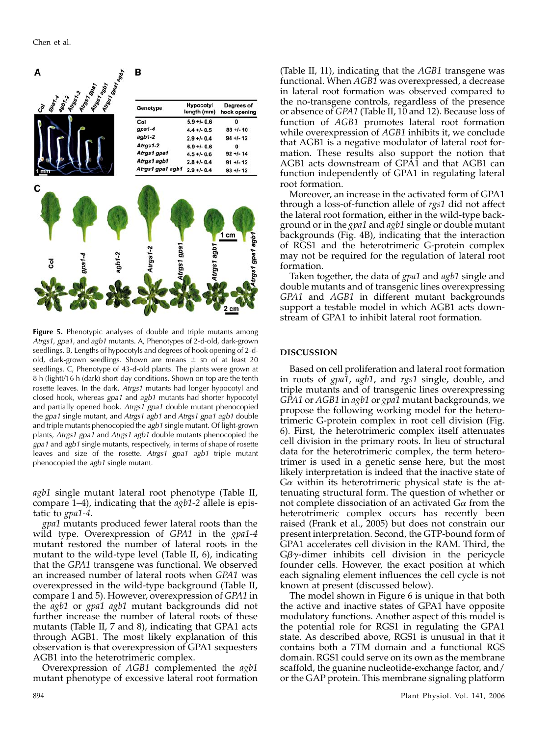| Genotype | Hypocotyl length (mm) | Degrees of hook opening |
|---|---|---|
| Col | 5.9 +/- 0.6 | 0 |
| gpa1-4 | 4.4 +/- 0.5 | 88 +/- 10 |
| agb1-2 | 2.9 +/- 0.4 | 94 +/- 12 |
| Atrgs1-2 | 6.9 +/- 0.6 | 0 |
| Atrgs1 gpa1 | 4.5 +/- 0.6 | 92 +/- 14 |
| Atrgs1 agb1 | 2.8 +/- 0.4 | 91 +/- 12 |
| Atrgs1 gpa1 agb1 | 2.9 +/- 0.4 | 93 +/- 12 |

**Figure 5.** Phenotypic analyses of double and triple mutants among *Atrgs1*, *gpa1*, and *agb1* mutants. A, Phenotypes of 2-d-old, dark-grown seedlings. B, Lengths of hypocotyls and degrees of hook opening of 2-d-old, dark-grown seedlings. Shown are means ± SD of at least 20 seedlings. C, Phenotype of 43-d-old plants. The plants were grown at 8 h (light)/16 h (dark) short-day conditions. Shown on top are the tenth rosette leaves. In the dark, *Atrgs1* mutants had longer hypocotyl and closed hook, whereas *gpa1* and *agb1* mutants had shorter hypocotyl and partially opened hook. *Atrgs1 gpa1* double mutant phenocopied the *gpa1* single mutant, and *Atrgs1 agb1* and *Atrgs1 gpa1 agb1* double and triple mutants phenocopied the *agb1* single mutant. Of light-grown plants, *Atrgs1 gpa1* and *Atrgs1 agb1* double mutants phenocopied the *gpa1* and *agb1* single mutants, respectively, in terms of shape of rosette leaves and size of the rosette. *Atrgs1 gpa1 agb1* triple mutant phenocopied the *agb1* single mutant.

*agb1* single mutant lateral root phenotype (Table II, compare 1–4), indicating that the *agb1-2* allele is epistatic to *gpa1-4.*

*gpa1* mutants produced fewer lateral roots than the wild type. Overexpression of *GPA1* in the *gpa1-4* mutant restored the number of lateral roots in the mutant to the wild-type level (Table II, 6), indicating that the *GPA1* transgene was functional. We observed an increased number of lateral roots when *GPA1* was overexpressed in the wild-type background (Table II, compare 1 and 5). However, overexpression of *GPA1* in the *agb1* or *gpa1 agb1* mutant backgrounds did not further increase the number of lateral roots of these mutants (Table II, 7 and 8), indicating that GPA1 acts through AGB1. The most likely explanation of this observation is that overexpression of GPA1 sequesters AGB1 into the heterotrimeric complex.

Overexpression of *AGB1* complemented the *agb1* mutant phenotype of excessive lateral root formation (Table II, 11), indicating that the *AGB1* transgene was functional. When *AGB1* was overexpressed, a decrease in lateral root formation was observed compared to the no-transgene controls, regardless of the presence or absence of *GPA1* (Table II, 10 and 12). Because loss of function of *AGB1* promotes lateral root formation while overexpression of *AGB1* inhibits it, we conclude that AGB1 is a negative modulator of lateral root formation. These results also support the notion that AGB1 acts downstream of GPA1 and that AGB1 can function independently of GPA1 in regulating lateral root formation.

Moreover, an increase in the activated form of GPA1 through a loss-of-function allele of *rgs1* did not affect the lateral root formation, either in the wild-type background or in the *gpa1* and *agb1* single or double mutant backgrounds (Fig. 4B), indicating that the interaction of RGS1 and the heterotrimeric G-protein complex may not be required for the regulation of lateral root formation.

Taken together, the data of *gpa1* and *agb1* single and double mutants and of transgenic lines overexpressing *GPA1* and *AGB1* in different mutant backgrounds support a testable model in which AGB1 acts downstream of GPA1 to inhibit lateral root formation.

## DISCUSSION

Based on cell proliferation and lateral root formation in roots of *gpa1*, *agb1*, and *rgs1* single, double, and triple mutants and of transgenic lines overexpressing *GPA1* or *AGB1* in *agb1* or *gpa1* mutant backgrounds, we propose the following working model for the heterotrimeric G-protein complex in root cell division (Fig. 6). First, the heterotrimeric complex itself attenuates cell division in the primary roots. In lieu of structural data for the heterotrimeric complex, the term heterotrimer is used in a genetic sense here, but the most likely interpretation is indeed that the inactive state of G$\alpha$ within its heterotrimeric physical state is the attenuating structural form. The question of whether or not complete dissociation of an activated G$\alpha$ from the heterotrimeric complex occurs has recently been raised (Frank et al., 2005) but does not constrain our present interpretation. Second, the GTP-bound form of GPA1 accelerates cell division in the RAM. Third, the G$\beta\gamma$-dimer inhibits cell division in the pericycle founder cells. However, the exact position at which each signaling element influences the cell cycle is not known at present (discussed below).

The model shown in Figure 6 is unique in that both the active and inactive states of GPA1 have opposite modulatory functions. Another aspect of this model is the potential role for RGS1 in regulating the GPA1 state. As described above, RGS1 is unusual in that it contains both a 7TM domain and a functional RGS domain. RGS1 could serve on its own as the membrane scaffold, the guanine nucleotide-exchange factor, and/or the GAP protein. This membrane signaling platform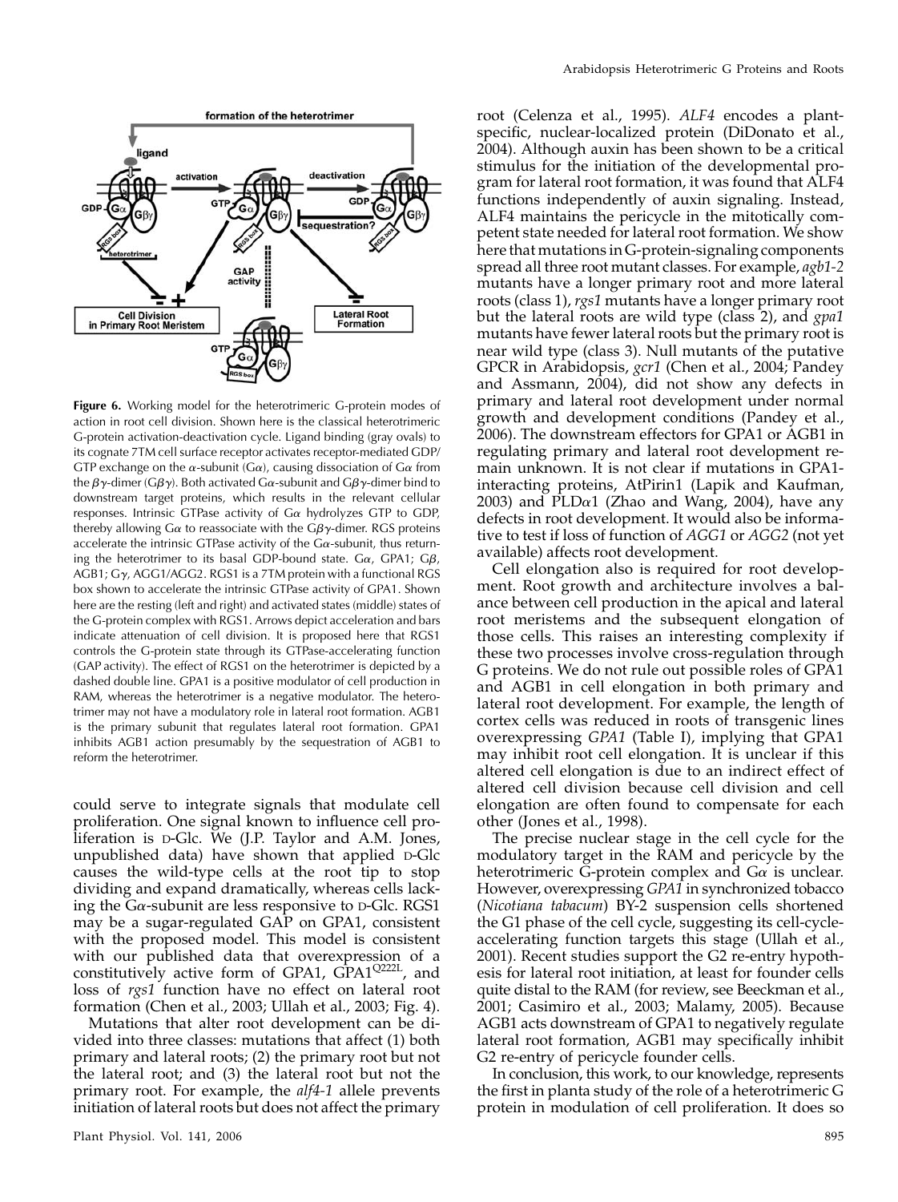**Figure 6.** Working model for the heterotrimeric G-protein modes of action in root cell division. Shown here is the classical heterotrimeric G-protein activation-deactivation cycle. Ligand binding (gray ovals) to its cognate 7TM cell surface receptor activates receptor-mediated GDP/GTP exchange on the α-subunit (Gα), causing dissociation of Gα from the βγ-dimer (Gβγ). Both activated Gα-subunit and Gβγ-dimer bind to downstream target proteins, which results in the relevant cellular responses. Intrinsic GTPase activity of Gα hydrolyzes GTP to GDP, thereby allowing Gα to reassociate with the Gβγ-dimer. RGS proteins accelerate the intrinsic GTPase activity of the Gα-subunit, thus returning the heterotrimer to its basal GDP-bound state. Gα, GPA1; Gβ, AGB1; Gγ, AGG1/AGG2. RGS1 is a 7TM protein with a functional RGS box shown here to accelerate the intrinsic GTPase activity of GPA1. Shown here are the resting (left and right) and activated states (middle) states of the G-protein complex with RGS1. Arrows depict acceleration and bars indicate attenuation of cell division. It is proposed here that RGS1 controls the G-protein state through its GTPase-accelerating function (GAP activity). The effect of RGS1 on the heterotrimer is depicted by a dashed double line. GPA1 is a positive modulator of cell production in RAM, whereas the heterotrimer is a negative modulator. The heterotrimer may not have a modulatory role in lateral root formation. AGB1 is the primary subunit that regulates lateral root formation. GPA1 inhibits AGB1 action presumably by the sequestration of AGB1 to reform the heterotrimer.

could serve to integrate signals that modulate cell proliferation. One signal known to influence cell proliferation is D-Glc. We (J.P. Taylor and A.M. Jones, unpublished data) have shown that applied D-Glc causes the wild-type cells at the root tip to stop dividing and expand dramatically, whereas cells lacking the Gα-subunit are less responsive to D-Glc. RGS1 may be a sugar-regulated GAP on GPA1, consistent with the proposed model. This model is consistent with our published data that overexpression of a constitutively active form of GPA1, GPA1$^{Q222L}$, and loss of *rgs1* function have no effect on lateral root formation (Chen et al., 2003; Ullah et al., 2003; Fig. 4).

Mutations that alter root development can be divided into three classes: mutations that affect (1) both primary and lateral roots; (2) the primary root but not the lateral root; and (3) the lateral root but not the primary root. For example, the *alf4-1* allele prevents initiation of lateral roots but does not affect the primary root (Celenza et al., 1995). *ALF4* encodes a plant-specific, nuclear-localized protein (DiDonato et al., 2004). Although auxin has been shown to be a critical stimulus for the initiation of the developmental program for lateral root formation, it was found that ALF4 functions independently of auxin signaling. Instead, ALF4 maintains the pericycle in the mitotically competent state needed for lateral root formation. We show here that mutations in G-protein-signaling components spread all three root mutant classes. For example, *agb1-2* mutants have a longer primary root and more lateral roots (class 1), *rgs1* mutants have a longer primary root but the lateral roots are wild type (class 2), and *gpa1* mutants have fewer lateral roots but the primary root is near wild type (class 3). Null mutants of the putative GPCR in Arabidopsis, *gcr1* (Chen et al., 2004; Pandey and Assmann, 2004), did not show any defects in primary and lateral root development under normal growth and development conditions (Pandey et al., 2006). The downstream effectors for GPA1 or AGB1 in regulating primary and lateral root development remain unknown. It is not clear if mutations in GPA1-interacting proteins, AtPirin1 (Lapik and Kaufman, 2003) and PLDα1 (Zhao and Wang, 2004), have any defects in root development. It would also be informative to test if loss of function of *AGG1* or *AGG2* (not yet available) affects root development.

Cell elongation also is required for root development. Root growth and architecture involves a balance between cell production in the apical and lateral root meristems and the subsequent elongation of those cells. This raises an interesting complexity if these two processes involve cross-regulation through G proteins. We do not rule out possible roles of GPA1 and AGB1 in cell elongation in both primary and lateral root development. For example, the length of cortex cells was reduced in roots of transgenic lines overexpressing *GPA1* (Table I), implying that GPA1 may inhibit root cell elongation. It is unclear if this altered cell elongation is due to an indirect effect of altered cell division because cell division and cell elongation are often found to compensate for each other (Jones et al., 1998).

The precise nuclear stage in the cell cycle for the modulatory target in the RAM and pericycle by the heterotrimeric G-protein complex and Gα is unclear. However, overexpressing *GPA1* in synchronized tobacco (*Nicotiana tabacum*) BY-2 suspension cells shortened the G1 phase of the cell cycle, suggesting its cell-cycle-accelerating function targets this stage (Ullah et al., 2001). Recent studies support the G2 re-entry hypothesis for lateral root initiation, at least for founder cells quite distal to the RAM (for review, see Beeckman et al., 2001; Casimiro et al., 2003; Malamy, 2005). Because AGB1 acts downstream of GPA1 to negatively regulate lateral root formation, AGB1 may specifically inhibit G2 re-entry of pericycle founder cells.

In conclusion, this work, to our knowledge, represents the first in planta study of the role of a heterotrimeric G protein in modulation of cell proliferation. It does so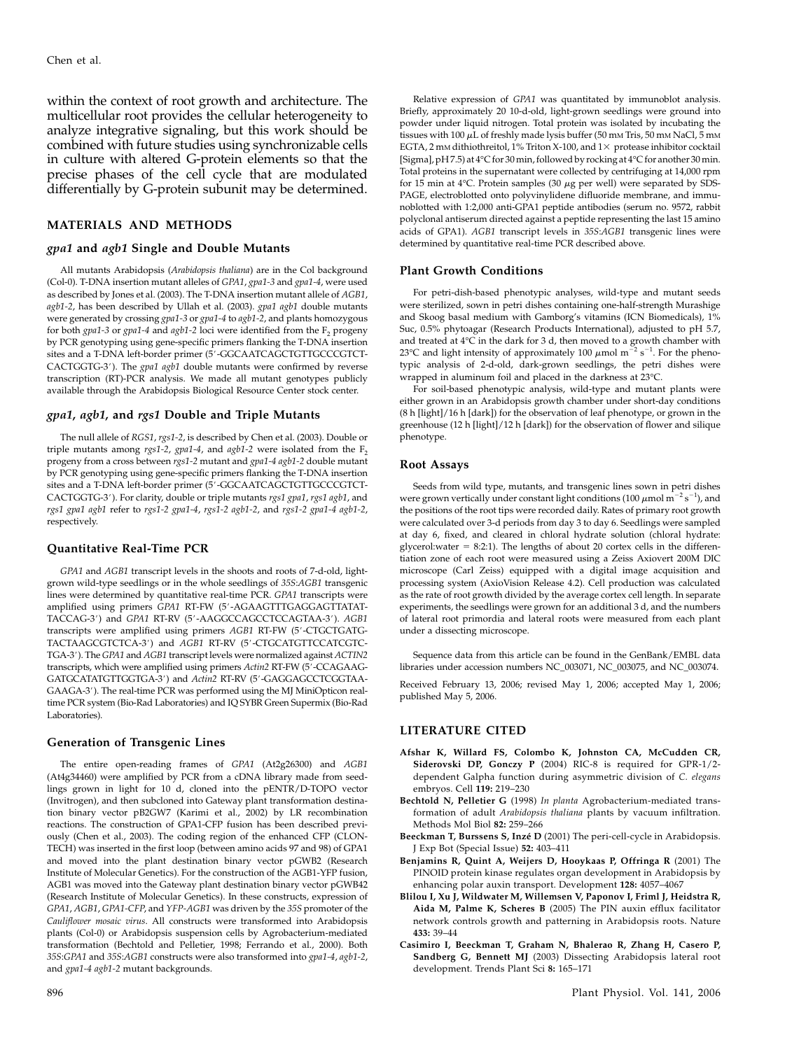within the context of root growth and architecture. The multicellular root provides the cellular heterogeneity to analyze integrative signaling, but this work should be combined with future studies using synchronizable cells in culture with altered G-protein elements so that the precise phases of the cell cycle that are modulated differentially by G-protein subunit may be determined.

## MATERIALS AND METHODS

### *gpa1* and *agb1* Single and Double Mutants

All mutants Arabidopsis (*Arabidopsis thaliana*) are in the Col background (Col-0). T-DNA insertion mutant alleles of *GPA1*, *gpa1-3* and *gpa1-4*, were used as described by Jones et al. (2003). The T-DNA insertion mutant allele of *AGB1*, *agb1-2*, has been described by Ullah et al. (2003). *gpa1 agb1* double mutants were generated by crossing *gpa1-3* or *gpa1-4* to *agb1-2*, and plants homozygous for both *gpa1-3* or *gpa1-4* and *agb1-2* loci were identified from the $F_2$ progeny by PCR genotyping using gene-specific primers flanking the T-DNA insertion sites and a T-DNA left-border primer (5′-GGCAATCAGCTGTTGCCCGTCT-CACTGGTG-3′). The *gpa1 agb1* double mutants were confirmed by reverse transcription (RT)-PCR analysis. We made all mutant genotypes publicly available through the Arabidopsis Biological Resource Center stock center.

### *gpa1*, *agb1*, and *rgs1* Double and Triple Mutants

The null allele of *RGS1*, *rgs1-2*, is described by Chen et al. (2003). Double or triple mutants among *rgs1-2*, *gpa1-4*, and *agb1-2* were isolated from the $F_2$ progeny from a cross between *rgs1-2* mutant and *gpa1-4 agb1-2* double mutant by PCR genotyping using gene-specific primers flanking the T-DNA insertion sites and a T-DNA left-border primer (5′-GGCAATCAGCTGTTGCCCGTCT-CACTGGTG-3′). For clarity, double or triple mutants *rgs1 gpa1*, *rgs1 agb1*, and *rgs1 gpa1 agb1* refer to *rgs1-2 gpa1-4*, *rgs1-2 agb1-2*, and *rgs1-2 gpa1-4 agb1-2*, respectively.

### Quantitative Real-Time PCR

*GPA1* and *AGB1* transcript levels in the shoots and roots of 7-d-old, light-grown wild-type seedlings or in the whole seedlings of *35S:AGB1* transgenic lines were determined by quantitative real-time PCR. *GPA1* transcripts were amplified using primers *GPA1* RT-FW (5′-AGAAGTTTGAGGAGTTATAT-TACCAG-3′) and *GPA1* RT-RV (5′-AAGGCCAGCCTCCAGTAA-3′). *AGB1* transcripts were amplified using primers *AGB1* RT-FW (5′-CTGCTGATG-TACTAAGCGTCTCA-3′) and *AGB1* RT-RV (5′-CTGCATGTTCCATCGTC-TGA-3′). The *GPA1* and *AGB1* transcript levels were normalized against *ACTIN2* transcripts, which were amplified using primers *Actin2* RT-FW (5′-CCAGAAG-GATGCATATGTTGGTGA-3′) and *Actin2* RT-RV (5′-GAGGAGCCTCGGTAA-GAAGA-3′). The real-time PCR was performed using the MJ MiniOpticon real-time PCR system (Bio-Rad Laboratories) and IQ SYBR Green Supermix (Bio-Rad Laboratories).

### Generation of Transgenic Lines

The entire open-reading frames of *GPA1* (At2g26300) and *AGB1* (At4g34460) were amplified by PCR from a cDNA library made from seedlings grown in light for 10 d, cloned into the pENTR/D-TOPO vector (Invitrogen), and then subcloned into Gateway plant transformation destination binary vector pB2GW7 (Karimi et al., 2002) by LR recombination reactions. The construction of GPA1-CFP fusion has been described previously (Chen et al., 2003). The coding region of the enhanced CFP (CLONTECH) was inserted in the first loop (between amino acids 97 and 98) of GPA1 and moved into the plant destination binary vector pGWB2 (Research Institute of Molecular Genetics). For the construction of the AGB1-YFP fusion, AGB1 was moved into the Gateway plant destination binary vector pGWB42 (Research Institute of Molecular Genetics). In these constructs, expression of *GPA1*, *AGB1*, *GPA1-CFP*, and *YFP-AGB1* was driven by the *35S* promoter of the *Cauliflower mosaic virus*. All constructs were transformed into Arabidopsis plants (Col-0) or Arabidopsis suspension cells by Agrobacterium-mediated transformation (Bechtold and Pelletier, 1998; Ferrando et al., 2000). Both *35S:GPA1* and *35S:AGB1* constructs were also transformed into *gpa1-4*, *agb1-2*, and *gpa1-4 agb1-2* mutant backgrounds.

Relative expression of *GPA1* was quantitated by immunoblot analysis. Briefly, approximately 20 10-d-old, light-grown seedlings were ground into powder under liquid nitrogen. Total protein was isolated by incubating the tissues with 100 $\mu$L of freshly made lysis buffer (50 mm Tris, 50 mm NaCl, 5 mm EGTA, 2 mm dithiothreitol, 1% Triton X-100, and 1× protease inhibitor cocktail [Sigma], pH 7.5) at 4°C for 30 min, followed by rocking at 4°C for another 30 min. Total proteins in the supernatant were collected by centrifuging at 14,000 rpm for 15 min at 4°C. Protein samples (30 $\mu$g per well) were separated by SDS-PAGE, electroblotted onto polyvinylidene difluoride membrane, and immunoblotted with 1:2,000 anti-GPA1 peptide antibodies (serum no. 9572, rabbit polyclonal antiserum directed against a peptide representing the last 15 amino acids of GPA1). *AGB1* transcript levels in *35S:AGB1* transgenic lines were determined by quantitative real-time PCR described above.

### Plant Growth Conditions

For petri-dish-based phenotypic analyses, wild-type and mutant seeds were sterilized, sown in petri dishes containing one-half-strength Murashige and Skoog basal medium with Gamborg's vitamins (ICN Biomedicals), 1% Suc, 0.5% phytoagar (Research Products International), adjusted to pH 5.7, and treated at 4°C in the dark for 3 d, then moved to a growth chamber with 23°C and light intensity of approximately 100 $\mu$mol $m^{-2}$ $s^{-1}$. For the phenotypic analysis of 2-d-old, dark-grown seedlings, the petri dishes were wrapped in aluminum foil and placed in the darkness at 23°C.

For soil-based phenotypic analysis, wild-type and mutant plants were either grown in an Arabidopsis growth chamber under short-day conditions (8 h [light]/16 h [dark]) for the observation of leaf phenotype, or grown in the greenhouse (12 h [light]/12 h [dark]) for the observation of flower and silique phenotype.

### Root Assays

Seeds from wild type, mutants, and transgenic lines sown in petri dishes were grown vertically under constant light conditions (100 $\mu$mol $m^{-2}$ $s^{-1}$), and the positions of the root tips were recorded daily. Rates of primary root growth were calculated over 3-d periods from day 3 to day 6. Seedlings were sampled at day 6, fixed, and cleared in chloral hydrate solution (chloral hydrate: glycerol:water = 8:2:1). The lengths of about 20 cortex cells in the differentiation zone of each root were measured using a Zeiss Axiovert 200M DIC microscope (Carl Zeiss) equipped with a digital image acquisition and processing system (AxioVision Release 4.2). Cell production was calculated as the rate of root growth divided by the average cortex cell length. In separate experiments, the seedlings were grown for an additional 3 d, and the numbers of lateral root primordia and lateral roots were measured from each plant under a dissecting microscope.

Sequence data from this article can be found in the GenBank/EMBL data libraries under accession numbers NC_003071, NC_003075, and NC_003074.

Received February 13, 2006; revised May 1, 2006; accepted May 1, 2006; published May 5, 2006.

## LITERATURE CITED

**Afshar K, Willard FS, Colombo K, Johnston CA, McCudden CR, Siderovski DP, Gonczy P** (2004) RIC-8 is required for GPR-1/2-dependent Galpha function during asymmetric division of *C. elegans* embryos. Cell **119:** 219–230

**Bechtold N, Pelletier G** (1998) *In planta* Agrobacterium-mediated transformation of adult *Arabidopsis thaliana* plants by vacuum infiltration. Methods Mol Biol **82:** 259–266

**Beeckman T, Burssens S, Inzé D** (2001) The peri-cell-cycle in Arabidopsis. J Exp Bot (Special Issue) **52:** 403–411

**Benjamins R, Quint A, Weijers D, Hooykaas P, Offringa R** (2001) The PINOID protein kinase regulates organ development in Arabidopsis by enhancing polar auxin transport. Development **128:** 4057–4067

**Blilou I, Xu J, Wildwater M, Willemsen V, Paponov I, Friml J, Heidstra R, Aida M, Palme K, Scheres B** (2005) The PIN auxin efflux facilitator network controls growth and patterning in Arabidopsis roots. Nature **433:** 39–44

**Casimiro I, Beeckman T, Graham N, Bhalerao R, Zhang H, Casero P, Sandberg G, Bennett MJ** (2003) Dissecting Arabidopsis lateral root development. Trends Plant Sci **8:** 165–171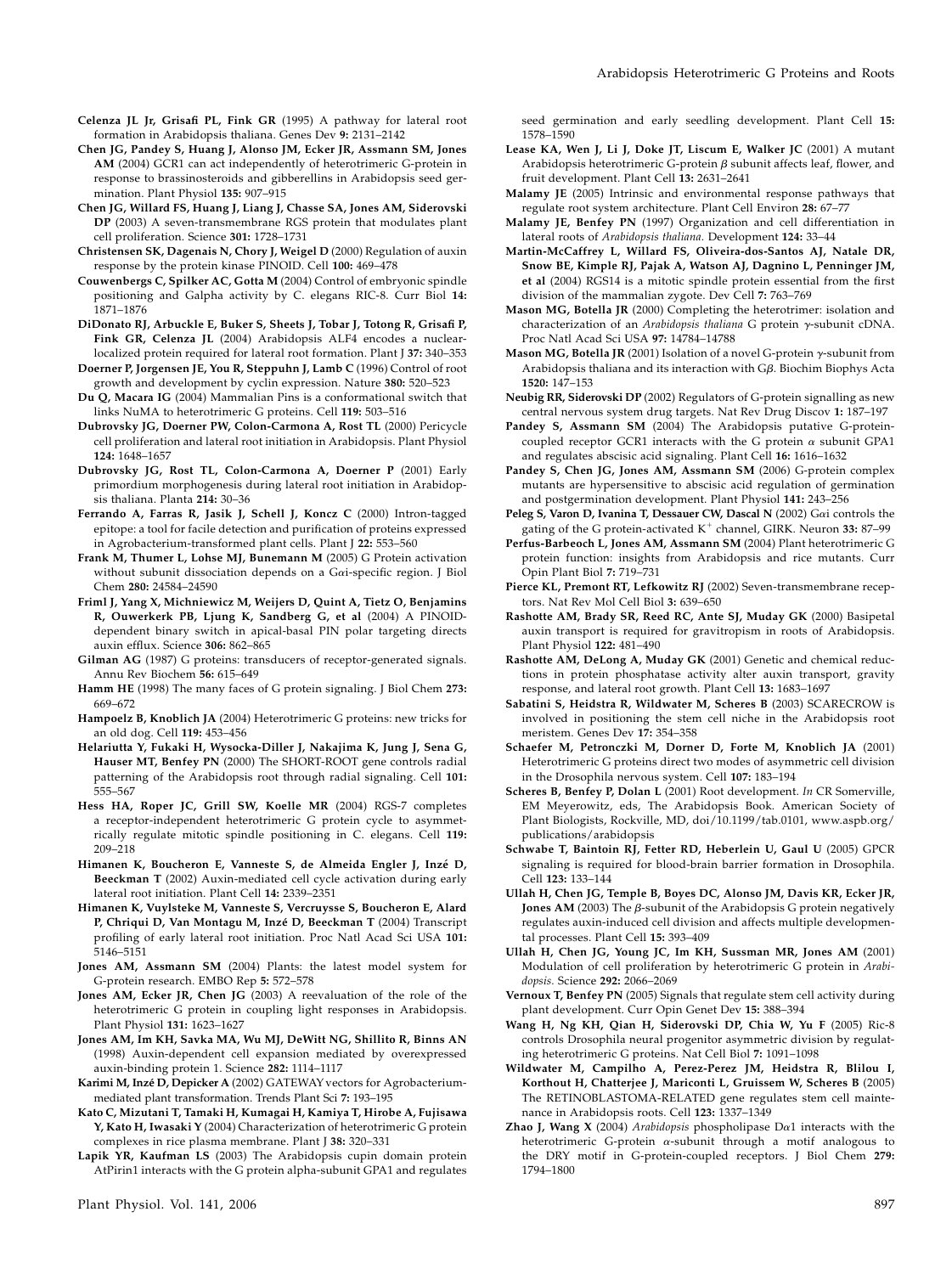**Celenza JL Jr, Grisafi PL, Fink GR** (1995) A pathway for lateral root formation in Arabidopsis thaliana. Genes Dev **9:** 2131–2142

**Chen JG, Pandey S, Huang J, Alonso JM, Ecker JR, Assmann SM, Jones AM** (2004) GCR1 can act independently of heterotrimeric G-protein in response to brassinosteroids and gibberellins in Arabidopsis seed germination. Plant Physiol **135:** 907–915

**Chen JG, Willard FS, Huang J, Liang J, Chasse SA, Jones AM, Siderovski DP** (2003) A seven-transmembrane RGS protein that modulates plant cell proliferation. Science **301:** 1728–1731

**Christensen SK, Dagenais N, Chory J, Weigel D** (2000) Regulation of auxin response by the protein kinase PINOID. Cell **100:** 469–478

**Couwenbergs C, Spilker AC, Gotta M** (2004) Control of embryonic spindle positioning and Galpha activity by C. elegans RIC-8. Curr Biol **14:** 1871–1876

**DiDonato RJ, Arbuckle E, Buker S, Sheets J, Tobar J, Totong R, Grisafi P, Fink GR, Celenza JL** (2004) Arabidopsis ALF4 encodes a nuclear-localized protein required for lateral root formation. Plant J **37:** 340–353

**Doerner P, Jorgensen JE, You R, Steppuhn J, Lamb C** (1996) Control of root growth and development by cyclin expression. Nature **380:** 520–523

**Du Q, Macara IG** (2004) Mammalian Pins is a conformational switch that links NuMA to heterotrimeric G proteins. Cell **119:** 503–516

**Dubrovsky JG, Doerner PW, Colon-Carmona A, Rost TL** (2000) Pericycle cell proliferation and lateral root initiation in Arabidopsis. Plant Physiol **124:** 1648–1657

**Dubrovsky JG, Rost TL, Colon-Carmona A, Doerner P** (2001) Early primordium morphogenesis during lateral root initiation in Arabidopsis thaliana. Planta **214:** 30–36

**Ferrando A, Farras R, Jasik J, Schell J, Koncz C** (2000) Intron-tagged epitope: a tool for facile detection and purification of proteins expressed in Agrobacterium-transformed plant cells. Plant J **22:** 553–560

**Frank M, Thumer L, Lohse MJ, Bunemann M** (2005) G Protein activation without subunit dissociation depends on a Gαi-specific region. J Biol Chem **280:** 24584–24590

**Friml J, Yang X, Michniewicz M, Weijers D, Quint A, Tietz O, Benjamins R, Ouwerkerk PB, Ljung K, Sandberg G, et al** (2004) A PINOID-dependent binary switch in apical-basal PIN polar targeting directs auxin efflux. Science **306:** 862–865

**Gilman AG** (1987) G proteins: transducers of receptor-generated signals. Annu Rev Biochem **56:** 615–649

**Hamm HE** (1998) The many faces of G protein signaling. J Biol Chem **273:** 669–672

**Hampoelz B, Knoblich JA** (2004) Heterotrimeric G proteins: new tricks for an old dog. Cell **119:** 453–456

**Helariutta Y, Fukaki H, Wysocka-Diller J, Nakajima K, Jung J, Sena G, Hauser MT, Benfey PN** (2000) The SHORT-ROOT gene controls radial patterning of the Arabidopsis root through radial signaling. Cell **101:** 555–567

**Hess HA, Roper JC, Grill SW, Koelle MR** (2004) RGS-7 completes a receptor-independent heterotrimeric G protein cycle to asymmetrically regulate mitotic spindle positioning in C. elegans. Cell **119:** 209–218

**Himanen K, Boucheron E, Vanneste S, de Almeida Engler J, Inzé D, Beeckman T** (2002) Auxin-mediated cell cycle activation during early lateral root initiation. Plant Cell **14:** 2339–2351

**Himanen K, Vuylsteke M, Vanneste S, Vercruysse S, Boucheron E, Alard P, Chriqui D, Van Montagu M, Inzé D, Beeckman T** (2004) Transcript profiling of early lateral root initiation. Proc Natl Acad Sci USA **101:** 5146–5151

**Jones AM, Assmann SM** (2004) Plants: the latest model system for G-protein research. EMBO Rep **5:** 572–578

**Jones AM, Ecker JR, Chen JG** (2003) A reevaluation of the role of the heterotrimeric G protein in coupling light responses in Arabidopsis. Plant Physiol **131:** 1623–1627

**Jones AM, Im KH, Savka MA, Wu MJ, DeWitt NG, Shillito R, Binns AN** (1998) Auxin-dependent cell expansion mediated by overexpressed auxin-binding protein 1. Science **282:** 1114–1117

**Karimi M, Inzé D, Depicker A** (2002) GATEWAY vectors for Agrobacterium-mediated plant transformation. Trends Plant Sci **7:** 193–195

**Kato C, Mizutani T, Tamaki H, Kumagai H, Kamiya T, Hirobe A, Fujisawa Y, Kato H, Iwasaki Y** (2004) Characterization of heterotrimeric G protein complexes in rice plasma membrane. Plant J **38:** 320–331

**Lapik YR, Kaufman LS** (2003) The Arabidopsis cupin domain protein AtPirin1 interacts with the G protein alpha-subunit GPA1 and regulates seed germination and early seedling development. Plant Cell **15:** 1578–1590

**Lease KA, Wen J, Li J, Doke JT, Liscum E, Walker JC** (2001) A mutant Arabidopsis heterotrimeric G-protein β subunit affects leaf, flower, and fruit development. Plant Cell **13:** 2631–2641

**Malamy JE** (2005) Intrinsic and environmental response pathways that regulate root system architecture. Plant Cell Environ **28:** 67–77

**Malamy JE, Benfey PN** (1997) Organization and cell differentiation in lateral roots of *Arabidopsis thaliana*. Development **124:** 33–44

**Martin-McCaffrey L, Willard FS, Oliveira-dos-Santos AJ, Natale DR, Snow BE, Kimple RJ, Pajak A, Watson AJ, Dagnino L, Penninger JM, et al** (2004) RGS14 is a mitotic spindle protein essential from the first division of the mammalian zygote. Dev Cell **7:** 763–769

**Mason MG, Botella JR** (2000) Completing the heterotrimer: isolation and characterization of an *Arabidopsis thaliana* G protein γ-subunit cDNA. Proc Natl Acad Sci USA **97:** 14784–14788

**Mason MG, Botella JR** (2001) Isolation of a novel G-protein γ-subunit from Arabidopsis thaliana and its interaction with Gβ. Biochim Biophys Acta **1520:** 147–153

**Neubig RR, Siderovski DP** (2002) Regulators of G-protein signalling as new central nervous system drug targets. Nat Rev Drug Discov **1:** 187–197

**Pandey S, Assmann SM** (2004) The Arabidopsis putative G-protein-coupled receptor GCR1 interacts with the G protein α subunit GPA1 and regulates abscisic acid signaling. Plant Cell **16:** 1616–1632

**Pandey S, Chen JG, Jones AM, Assmann SM** (2006) G-protein complex mutants are hypersensitive to abscisic acid regulation of germination and postgermination development. Plant Physiol **141:** 243–256

**Peleg S, Varon D, Ivanina T, Dessauer CW, Dascal N** (2002) Gαi controls the gating of the G protein-activated $K^+$ channel, GIRK. Neuron **33:** 87–99

**Perfus-Barbeoch L, Jones AM, Assmann SM** (2004) Plant heterotrimeric G protein function: insights from Arabidopsis and rice mutants. Curr Opin Plant Biol **7:** 719–731

**Pierce KL, Premont RT, Lefkowitz RJ** (2002) Seven-transmembrane receptors. Nat Rev Mol Cell Biol **3:** 639–650

**Rashotte AM, Brady SR, Reed RC, Ante SJ, Muday GK** (2000) Basipetal auxin transport is required for gravitropism in roots of Arabidopsis. Plant Physiol **122:** 481–490

**Rashotte AM, DeLong A, Muday GK** (2001) Genetic and chemical reductions in protein phosphatase activity alter auxin transport, gravity response, and lateral root growth. Plant Cell **13:** 1683–1697

**Sabatini S, Heidstra R, Wildwater M, Scheres B** (2003) SCARECROW is involved in positioning the stem cell niche in the Arabidopsis root meristem. Genes Dev **17:** 354–358

**Schaefer M, Petronczki M, Dorner D, Forte M, Knoblich JA** (2001) Heterotrimeric G proteins direct two modes of asymmetric cell division in the Drosophila nervous system. Cell **107:** 183–194

**Scheres B, Benfey P, Dolan L** (2001) Root development. *In* CR Somerville, EM Meyerowitz, eds, The Arabidopsis Book. American Society of Plant Biologists, Rockville, MD, doi/10.1199/tab.0101, www.aspb.org/publications/arabidopsis

**Schwabe T, Baintoin RJ, Fetter RD, Heberlein U, Gaul U** (2005) GPCR signaling is required for blood-brain barrier formation in Drosophila. Cell **123:** 133–144

**Ullah H, Chen JG, Temple B, Boyes DC, Alonso JM, Davis KR, Ecker JR, Jones AM** (2003) The β-subunit of the Arabidopsis G protein negatively regulates auxin-induced cell division and affects multiple developmental processes. Plant Cell **15:** 393–409

**Ullah H, Chen JG, Young JC, Im KH, Sussman MR, Jones AM** (2001) Modulation of cell proliferation by heterotrimeric G protein in *Arabidopsis*. Science **292:** 2066–2069

**Vernoux T, Benfey PN** (2005) Signals that regulate stem cell activity during plant development. Curr Opin Genet Dev **15:** 388–394

**Wang H, Ng KH, Qian H, Siderovski DP, Chia W, Yu F** (2005) Ric-8 controls Drosophila neural progenitor asymmetric division by regulating heterotrimeric G proteins. Nat Cell Biol **7:** 1091–1098

**Wildwater M, Campilho A, Perez-Perez JM, Heidstra R, Blilou I, Korthout H, Chatterjee J, Mariconti L, Gruissem W, Scheres B** (2005) The RETINOBLASTOMA-RELATED gene regulates stem cell maintenance in Arabidopsis roots. Cell **123:** 1337–1349

**Zhao J, Wang X** (2004) *Arabidopsis* phospholipase Dα1 interacts with the heterotrimeric G-protein α-subunit through a motif analogous to the DRY motif in G-protein-coupled receptors. J Biol Chem **279:** 1794–1800